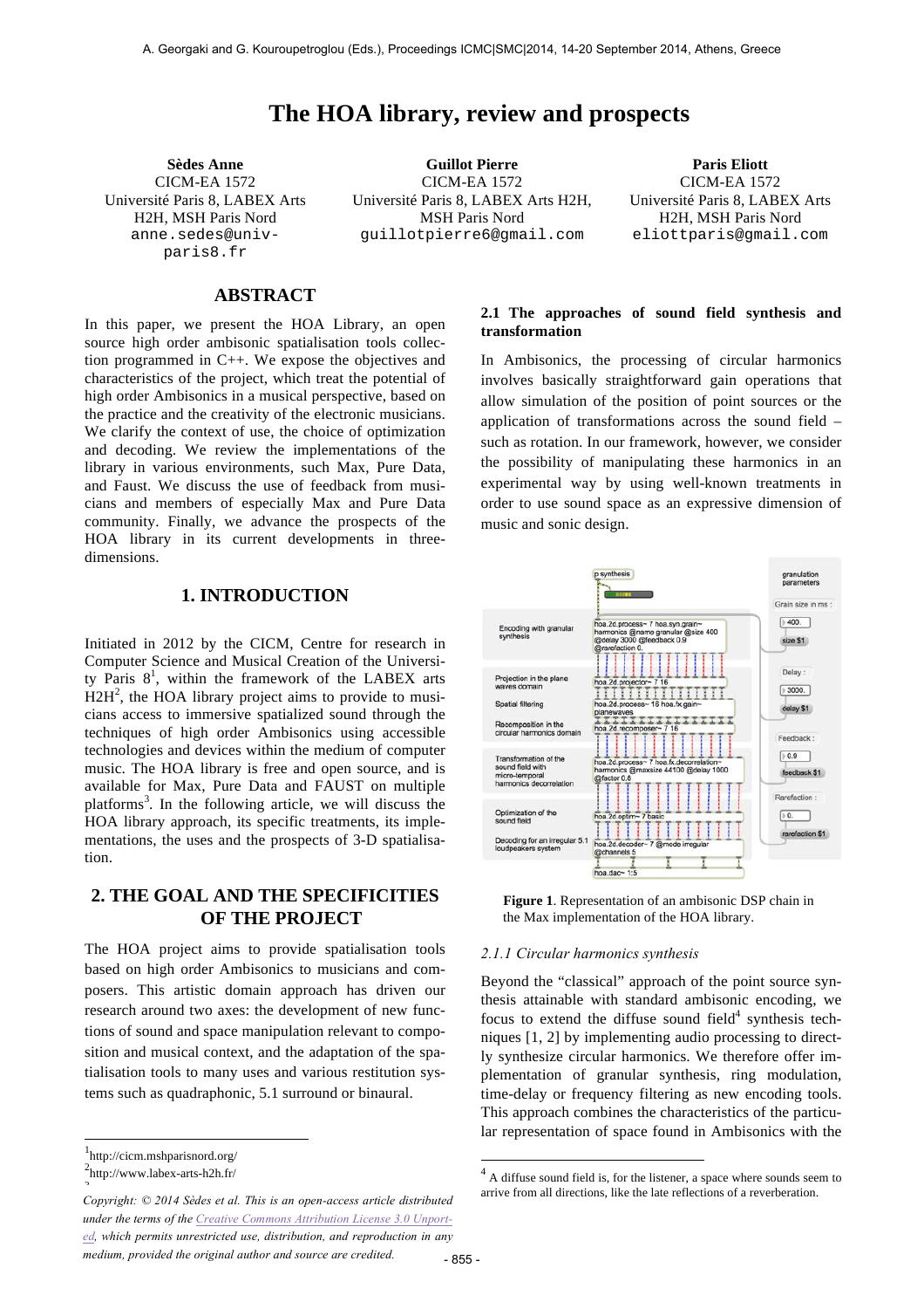# The HOA library, review and prospects

**Sèdes Anne**
CICM-EA 1572
Université Paris 8, LABEX Arts H2H, MSH Paris Nord
anne.sedes@univ-paris8.fr

**Guillot Pierre**
CICM-EA 1572
Université Paris 8, LABEX Arts H2H, MSH Paris Nord
guillotpierre6@gmail.com

**Paris Eliott**
CICM-EA 1572
Université Paris 8, LABEX Arts H2H, MSH Paris Nord
eliottparis@gmail.com

## ABSTRACT

In this paper, we present the HOA Library, an open source high order ambisonic spatialisation tools collection programmed in C++. We expose the objectives and characteristics of the project, which treat the potential of high order Ambisonics in a musical perspective, based on the practice and the creativity of the electronic musicians. We clarify the context of use, the choice of optimization and decoding. We review the implementations of the library in various environments, such Max, Pure Data, and Faust. We discuss the use of feedback from musicians and members of especially Max and Pure Data community. Finally, we advance the prospects of the HOA library in its current developments in three-dimensions.

## 1. INTRODUCTION

Initiated in 2012 by the CICM, Centre for research in Computer Science and Musical Creation of the University Paris 8[1], within the framework of the LABEX arts H2H[2], the HOA library project aims to provide to musicians access to immersive spatialized sound through the techniques of high order Ambisonics using accessible technologies and devices within the medium of computer music. The HOA library is free and open source, and is available for Max, Pure Data and FAUST on multiple platforms[3]. In the following article, we will discuss the HOA library approach, its specific treatments, its implementations, the uses and the prospects of 3-D spatialisation.

## 2. THE GOAL AND THE SPECIFICITIES OF THE PROJECT

The HOA project aims to provide spatialisation tools based on high order Ambisonics to musicians and composers. This artistic domain approach has driven our research around two axes: the development of new functions of sound and space manipulation relevant to composition and musical context, and the adaptation of the spatialisation tools to many uses and various restitution systems such as quadraphonic, 5.1 surround or binaural.

[1]http://cicm.mshparisnord.org/
[2]http://www.labex-arts-h2h.fr/

*Copyright: © 2014 Sèdes et al. This is an open-access article distributed under the terms of the Creative Commons Attribution License 3.0 Unported, which permits unrestricted use, distribution, and reproduction in any medium, provided the original author and source are credited.*

### 2.1 The approaches of sound field synthesis and transformation

In Ambisonics, the processing of circular harmonics involves basically straightforward gain operations that allow simulation of the position of point sources or the application of transformations across the sound field – such as rotation. In our framework, however, we consider the possibility of manipulating these harmonics in an experimental way by using well-known treatments in order to use sound space as an expressive dimension of music and sonic design.

**Figure 1**. Representation of an ambisonic DSP chain in the Max implementation of the HOA library.

#### 2.1.1 Circular harmonics synthesis

Beyond the "classical" approach of the point source synthesis attainable with standard ambisonic encoding, we focus to extend the diffuse sound field[4] synthesis techniques [1, 2] by implementing audio processing to directly synthesize circular harmonics. We therefore offer implementation of granular synthesis, ring modulation, time-delay or frequency filtering as new encoding tools. This approach combines the characteristics of the particular representation of space found in Ambisonics with the

[4] A diffuse sound field is, for the listener, a space where sounds seem to arrive from all directions, like the late reflections of a reverberation.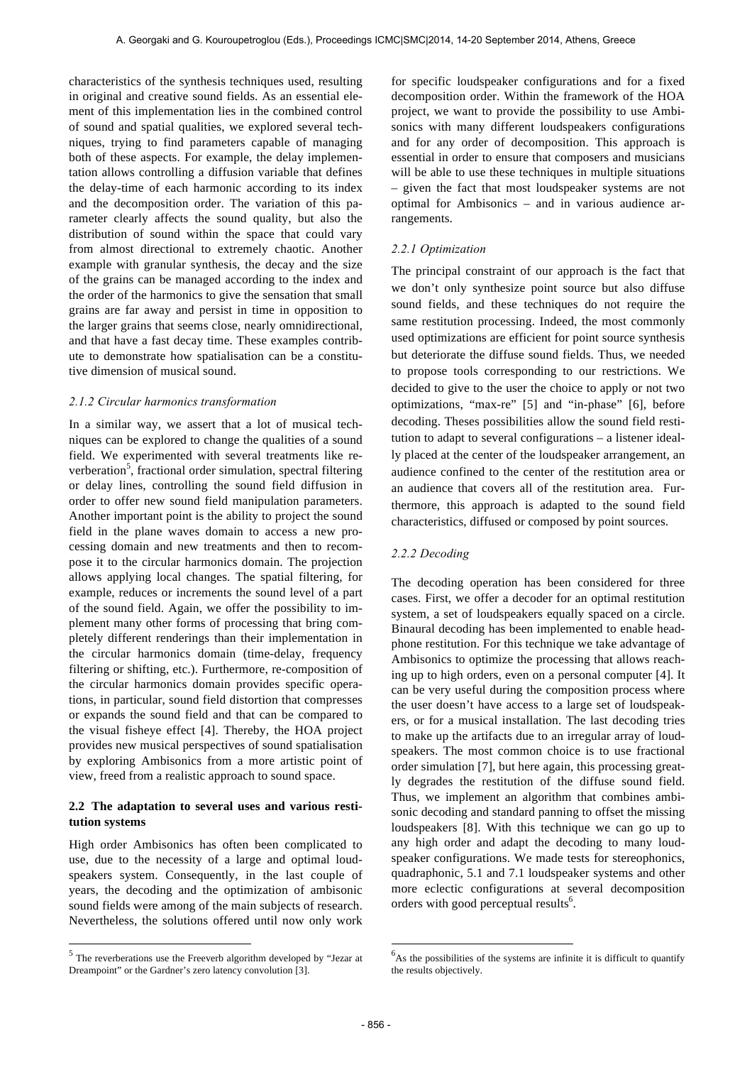characteristics of the synthesis techniques used, resulting in original and creative sound fields. As an essential element of this implementation lies in the combined control of sound and spatial qualities, we explored several techniques, trying to find parameters capable of managing both of these aspects. For example, the delay implementation allows controlling a diffusion variable that defines the delay-time of each harmonic according to its index and the decomposition order. The variation of this parameter clearly affects the sound quality, but also the distribution of sound within the space that could vary from almost directional to extremely chaotic. Another example with granular synthesis, the decay and the size of the grains can be managed according to the index and the order of the harmonics to give the sensation that small grains are far away and persist in time in opposition to the larger grains that seems close, nearly omnidirectional, and that have a fast decay time. These examples contribute to demonstrate how spatialisation can be a constitutive dimension of musical sound.

#### *2.1.2 Circular harmonics transformation*

In a similar way, we assert that a lot of musical techniques can be explored to change the qualities of a sound field. We experimented with several treatments like reverberation[5], fractional order simulation, spectral filtering or delay lines, controlling the sound field diffusion in order to offer new sound field manipulation parameters. Another important point is the ability to project the sound field in the plane waves domain to access a new processing domain and new treatments and then to recompose it to the circular harmonics domain. The projection allows applying local changes. The spatial filtering, for example, reduces or increments the sound level of a part of the sound field. Again, we offer the possibility to implement many other forms of processing that bring completely different renderings than their implementation in the circular harmonics domain (time-delay, frequency filtering or shifting, etc.). Furthermore, re-composition of the circular harmonics domain provides specific operations, in particular, sound field distortion that compresses or expands the sound field and that can be compared to the visual fisheye effect [4]. Thereby, the HOA project provides new musical perspectives of sound spatialisation by exploring Ambisonics from a more artistic point of view, freed from a realistic approach to sound space.

### **2.2 The adaptation to several uses and various restitution systems**

High order Ambisonics has often been complicated to use, due to the necessity of a large and optimal loudspeakers system. Consequently, in the last couple of years, the decoding and the optimization of ambisonic sound fields were among of the main subjects of research. Nevertheless, the solutions offered until now only work for specific loudspeaker configurations and for a fixed decomposition order. Within the framework of the HOA project, we want to provide the possibility to use Ambisonics with many different loudspeakers configurations and for any order of decomposition. This approach is essential in order to ensure that composers and musicians will be able to use these techniques in multiple situations – given the fact that most loudspeaker systems are not optimal for Ambisonics – and in various audience arrangements.

#### *2.2.1 Optimization*

The principal constraint of our approach is the fact that we don't only synthesize point source but also diffuse sound fields, and these techniques do not require the same restitution processing. Indeed, the most commonly used optimizations are efficient for point source synthesis but deteriorate the diffuse sound fields. Thus, we needed to propose tools corresponding to our restrictions. We decided to give to the user the choice to apply or not two optimizations, "max-re" [5] and "in-phase" [6], before decoding. Theses possibilities allow the sound field restitution to adapt to several configurations – a listener ideally placed at the center of the loudspeaker arrangement, an audience confined to the center of the restitution area or an audience that covers all of the restitution area. Furthermore, this approach is adapted to the sound field characteristics, diffused or composed by point sources.

#### *2.2.2 Decoding*

The decoding operation has been considered for three cases. First, we offer a decoder for an optimal restitution system, a set of loudspeakers equally spaced on a circle. Binaural decoding has been implemented to enable headphone restitution. For this technique we take advantage of Ambisonics to optimize the processing that allows reaching up to high orders, even on a personal computer [4]. It can be very useful during the composition process where the user doesn't have access to a large set of loudspeakers, or for a musical installation. The last decoding tries to make up the artifacts due to an irregular array of loudspeakers. The most common choice is to use fractional order simulation [7], but here again, this processing greatly degrades the restitution of the diffuse sound field. Thus, we implement an algorithm that combines ambisonic decoding and standard panning to offset the missing loudspeakers [8]. With this technique we can go up to any high order and adapt the decoding to many loudspeaker configurations. We made tests for stereophonics, quadraphonic, 5.1 and 7.1 loudspeaker systems and other more eclectic configurations at several decomposition orders with good perceptual results[6].

---

[5] The reverberations use the Freeverb algorithm developed by "Jezar at Dreampoint" or the Gardner's zero latency convolution [3].

[6] As the possibilities of the systems are infinite it is difficult to quantify the results objectively.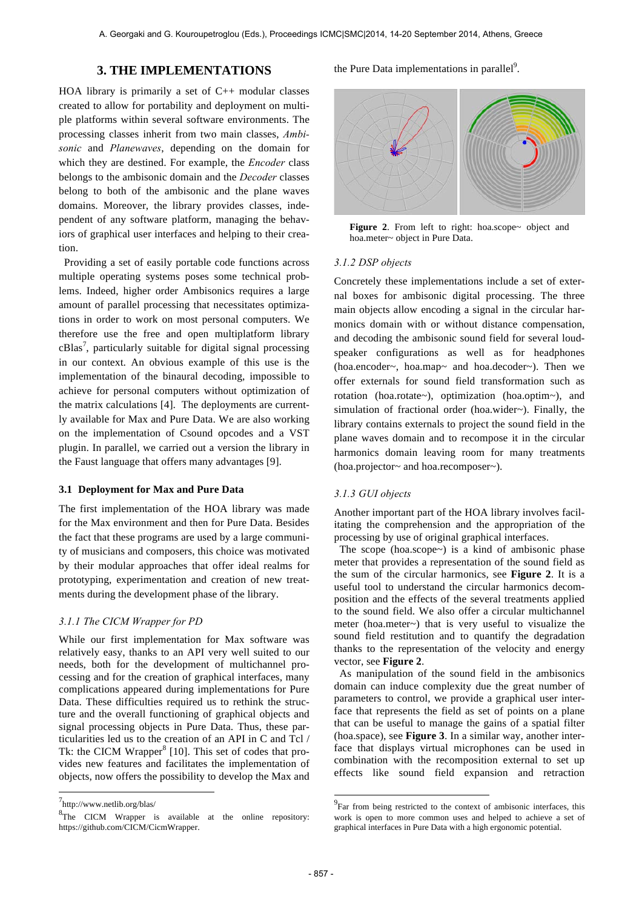## 3. THE IMPLEMENTATIONS

HOA library is primarily a set of C++ modular classes created to allow for portability and deployment on multiple platforms within several software environments. The processing classes inherit from two main classes, *Ambisonic* and *Planewaves*, depending on the domain for which they are destined. For example, the *Encoder* class belongs to the ambisonic domain and the *Decoder* classes belong to both of the ambisonic and the plane waves domains. Moreover, the library provides classes, independent of any software platform, managing the behaviors of graphical user interfaces and helping to their creation.

Providing a set of easily portable code functions across multiple operating systems poses some technical problems. Indeed, higher order Ambisonics requires a large amount of parallel processing that necessitates optimizations in order to work on most personal computers. We therefore use the free and open multiplatform library cBlas[7], particularly suitable for digital signal processing in our context. An obvious example of this use is the implementation of the binaural decoding, impossible to achieve for personal computers without optimization of the matrix calculations [4]. The deployments are currently available for Max and Pure Data. We are also working on the implementation of Csound opcodes and a VST plugin. In parallel, we carried out a version the library in the Faust language that offers many advantages [9].

### 3.1 Deployment for Max and Pure Data

The first implementation of the HOA library was made for the Max environment and then for Pure Data. Besides the fact that these programs are used by a large community of musicians and composers, this choice was motivated by their modular approaches that offer ideal realms for prototyping, experimentation and creation of new treatments during the development phase of the library.

#### *3.1.1 The CICM Wrapper for PD*

While our first implementation for Max software was relatively easy, thanks to an API very well suited to our needs, both for the development of multichannel processing and for the creation of graphical interfaces, many complications appeared during implementations for Pure Data. These difficulties required us to rethink the structure and the overall functioning of graphical objects and signal processing objects in Pure Data. Thus, these particularities led us to the creation of an API in C and Tcl / Tk: the CICM Wrapper[8] [10]. This set of codes that provides new features and facilitates the implementation of objects, now offers the possibility to develop the Max and the Pure Data implementations in parallel[9].

**Figure 2**. From left to right: hoa.scope~ object and hoa.meter~ object in Pure Data.

#### *3.1.2 DSP objects*

Concretely these implementations include a set of external boxes for ambisonic digital processing. The three main objects allow encoding a signal in the circular harmonics domain with or without distance compensation, and decoding the ambisonic sound field for several loudspeaker configurations as well as for headphones (hoa.encoder~, hoa.map~ and hoa.decoder~). Then we offer externals for sound field transformation such as rotation (hoa.rotate~), optimization (hoa.optim~), and simulation of fractional order (hoa.wider~). Finally, the library contains externals to project the sound field in the plane waves domain and to recompose it in the circular harmonics domain leaving room for many treatments (hoa.projector~ and hoa.recomposer~).

#### *3.1.3 GUI objects*

Another important part of the HOA library involves facilitating the comprehension and the appropriation of the processing by use of original graphical interfaces.

The scope (hoa.scope~) is a kind of ambisonic phase meter that provides a representation of the sound field as the sum of the circular harmonics, see **Figure 2**. It is a useful tool to understand the circular harmonics decomposition and the effects of the several treatments applied to the sound field. We also offer a circular multichannel meter (hoa.meter~) that is very useful to visualize the sound field restitution and to quantify the degradation thanks to the representation of the velocity and energy vector, see **Figure 2**.

As manipulation of the sound field in the ambisonics domain can induce complexity due the great number of parameters to control, we provide a graphical user interface that represents the field as set of points on a plane that can be useful to manage the gains of a spatial filter (hoa.space), see **Figure 3**. In a similar way, another interface that displays virtual microphones can be used in combination with the recomposition external to set up effects like sound field expansion and retraction

---

[7] http://www.netlib.org/blas/

[8] The CICM Wrapper is available at the online repository: https://github.com/CICM/CicmWrapper.

[9] Far from being restricted to the context of ambisonic interfaces, this work is open to more common uses and helped to achieve a set of graphical interfaces in Pure Data with a high ergonomic potential.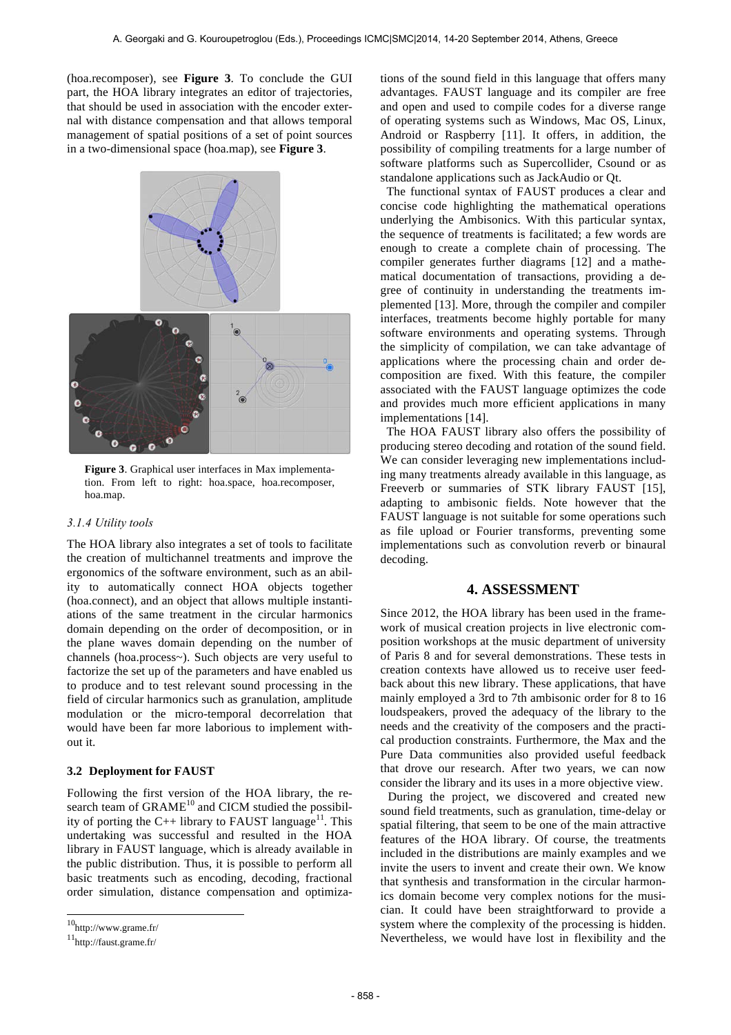(hoa.recomposer), see **Figure 3**. To conclude the GUI part, the HOA library integrates an editor of trajectories, that should be used in association with the encoder external with distance compensation and that allows temporal management of spatial positions of a set of point sources in a two-dimensional space (hoa.map), see **Figure 3**.

**Figure 3**. Graphical user interfaces in Max implementation. From left to right: hoa.space, hoa.recomposer, hoa.map.

#### *3.1.4 Utility tools*

The HOA library also integrates a set of tools to facilitate the creation of multichannel treatments and improve the ergonomics of the software environment, such as an ability to automatically connect HOA objects together (hoa.connect), and an object that allows multiple instantiations of the same treatment in the circular harmonics domain depending on the order of decomposition, or in the plane waves domain depending on the number of channels (hoa.process~). Such objects are very useful to factorize the set up of the parameters and have enabled us to produce and to test relevant sound processing in the field of circular harmonics such as granulation, amplitude modulation or the micro-temporal decorrelation that would have been far more laborious to implement without it.

### 3.2 Deployment for FAUST

Following the first version of the HOA library, the research team of GRAME[10] and CICM studied the possibility of porting the C++ library to FAUST language[11]. This undertaking was successful and resulted in the HOA library in FAUST language, which is already available in the public distribution. Thus, it is possible to perform all basic treatments such as encoding, decoding, fractional order simulation, distance compensation and optimizations of the sound field in this language that offers many advantages. FAUST language and its compiler are free and open and used to compile codes for a diverse range of operating systems such as Windows, Mac OS, Linux, Android or Raspberry [11]. It offers, in addition, the possibility of compiling treatments for a large number of software platforms such as Supercollider, Csound or as standalone applications such as JackAudio or Qt.

The functional syntax of FAUST produces a clear and concise code highlighting the mathematical operations underlying the Ambisonics. With this particular syntax, the sequence of treatments is facilitated; a few words are enough to create a complete chain of processing. The compiler generates further diagrams [12] and a mathematical documentation of transactions, providing a degree of continuity in understanding the treatments implemented [13]. More, through the compiler and compiler interfaces, treatments become highly portable for many software environments and operating systems. Through the simplicity of compilation, we can take advantage of applications where the processing chain and order decomposition are fixed. With this feature, the compiler associated with the FAUST language optimizes the code and provides much more efficient applications in many implementations [14].

The HOA FAUST library also offers the possibility of producing stereo decoding and rotation of the sound field. We can consider leveraging new implementations including many treatments already available in this language, as Freeverb or summaries of STK library FAUST [15], adapting to ambisonic fields. Note however that the FAUST language is not suitable for some operations such as file upload or Fourier transforms, preventing some implementations such as convolution reverb or binaural decoding.

## 4. ASSESSMENT

Since 2012, the HOA library has been used in the framework of musical creation projects in live electronic composition workshops at the music department of university of Paris 8 and for several demonstrations. These tests in creation contexts have allowed us to receive user feedback about this new library. These applications, that have mainly employed a 3rd to 7th ambisonic order for 8 to 16 loudspeakers, proved the adequacy of the library to the needs and the creativity of the composers and the practical production constraints. Furthermore, the Max and the Pure Data communities also provided useful feedback that drove our research. After two years, we can now consider the library and its uses in a more objective view.

During the project, we discovered and created new sound field treatments, such as granulation, time-delay or spatial filtering, that seem to be one of the main attractive features of the HOA library. Of course, the treatments included in the distributions are mainly examples and we invite the users to invent and create their own. We know that synthesis and transformation in the circular harmonics domain become very complex notions for the musician. It could have been straightforward to provide a system where the complexity of the processing is hidden. Nevertheless, we would have lost in flexibility and the

[10] http://www.grame.fr/

[11] http://faust.grame.fr/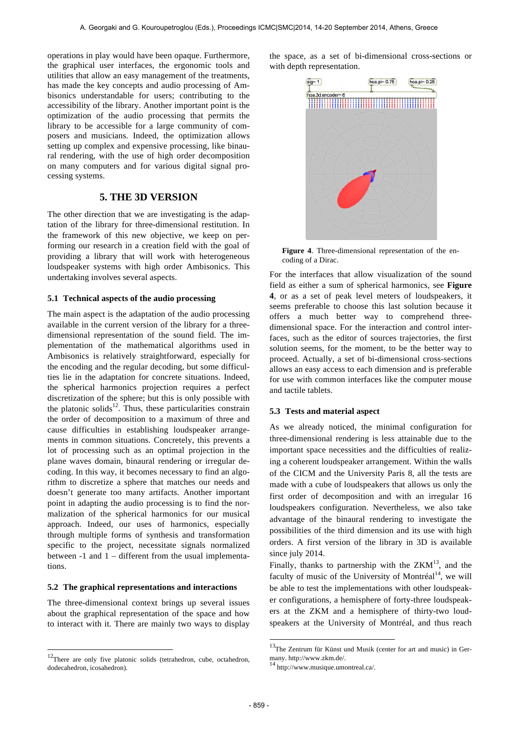operations in play would have been opaque. Furthermore, the graphical user interfaces, the ergonomic tools and utilities that allow an easy management of the treatments, has made the key concepts and audio processing of Ambisonics understandable for users; contributing to the accessibility of the library. Another important point is the optimization of the audio processing that permits the library to be accessible for a large community of composers and musicians. Indeed, the optimization allows setting up complex and expensive processing, like binaural rendering, with the use of high order decomposition on many computers and for various digital signal processing systems.

## 5. THE 3D VERSION

The other direction that we are investigating is the adaptation of the library for three-dimensional restitution. In the framework of this new objective, we keep on performing our research in a creation field with the goal of providing a library that will work with heterogeneous loudspeaker systems with high order Ambisonics. This undertaking involves several aspects.

### 5.1 Technical aspects of the audio processing

The main aspect is the adaptation of the audio processing available in the current version of the library for a three-dimensional representation of the sound field. The implementation of the mathematical algorithms used in Ambisonics is relatively straightforward, especially for the encoding and the regular decoding, but some difficulties lie in the adaptation for concrete situations. Indeed, the spherical harmonics projection requires a perfect discretization of the sphere; but this is only possible with the platonic solids[12]. Thus, these particularities constrain the order of decomposition to a maximum of three and cause difficulties in establishing loudspeaker arrangements in common situations. Concretely, this prevents a lot of processing such as an optimal projection in the plane waves domain, binaural rendering or irregular decoding. In this way, it becomes necessary to find an algorithm to discretize a sphere that matches our needs and doesn't generate too many artifacts. Another important point in adapting the audio processing is to find the normalization of the spherical harmonics for our musical approach. Indeed, our uses of harmonics, especially through multiple forms of synthesis and transformation specific to the project, necessitate signals normalized between -1 and 1 – different from the usual implementations.

### 5.2 The graphical representations and interactions

The three-dimensional context brings up several issues about the graphical representation of the space and how to interact with it. There are mainly two ways to display the space, as a set of bi-dimensional cross-sections or with depth representation.

**Figure 4**. Three-dimensional representation of the encoding of a Dirac.

For the interfaces that allow visualization of the sound field as either a sum of spherical harmonics, see **Figure 4**, or as a set of peak level meters of loudspeakers, it seems preferable to choose this last solution because it offers a much better way to comprehend three-dimensional space. For the interaction and control interfaces, such as the editor of sources trajectories, the first solution seems, for the moment, to be the better way to proceed. Actually, a set of bi-dimensional cross-sections allows an easy access to each dimension and is preferable for use with common interfaces like the computer mouse and tactile tablets.

### 5.3 Tests and material aspect

As we already noticed, the minimal configuration for three-dimensional rendering is less attainable due to the important space necessities and the difficulties of realizing a coherent loudspeaker arrangement. Within the walls of the CICM and the University Paris 8, all the tests are made with a cube of loudspeakers that allows us only the first order of decomposition and with an irregular 16 loudspeakers configuration. Nevertheless, we also take advantage of the binaural rendering to investigate the possibilities of the third dimension and its use with high orders. A first version of the library in 3D is available since july 2014.

Finally, thanks to partnership with the ZKM[13], and the faculty of music of the University of Montréal[14], we will be able to test the implementations with other loudspeaker configurations, a hemisphere of forty-three loudspeakers at the ZKM and a hemisphere of thirty-two loudspeakers at the University of Montréal, and thus reach

[12] There are only five platonic solids (tetrahedron, cube, octahedron, dodecahedron, icosahedron).

[13] The Zentrum für Künst und Musik (center for art and music) in Germany. http://www.zkm.de/.

[14] http://www.musique.umontreal.ca/.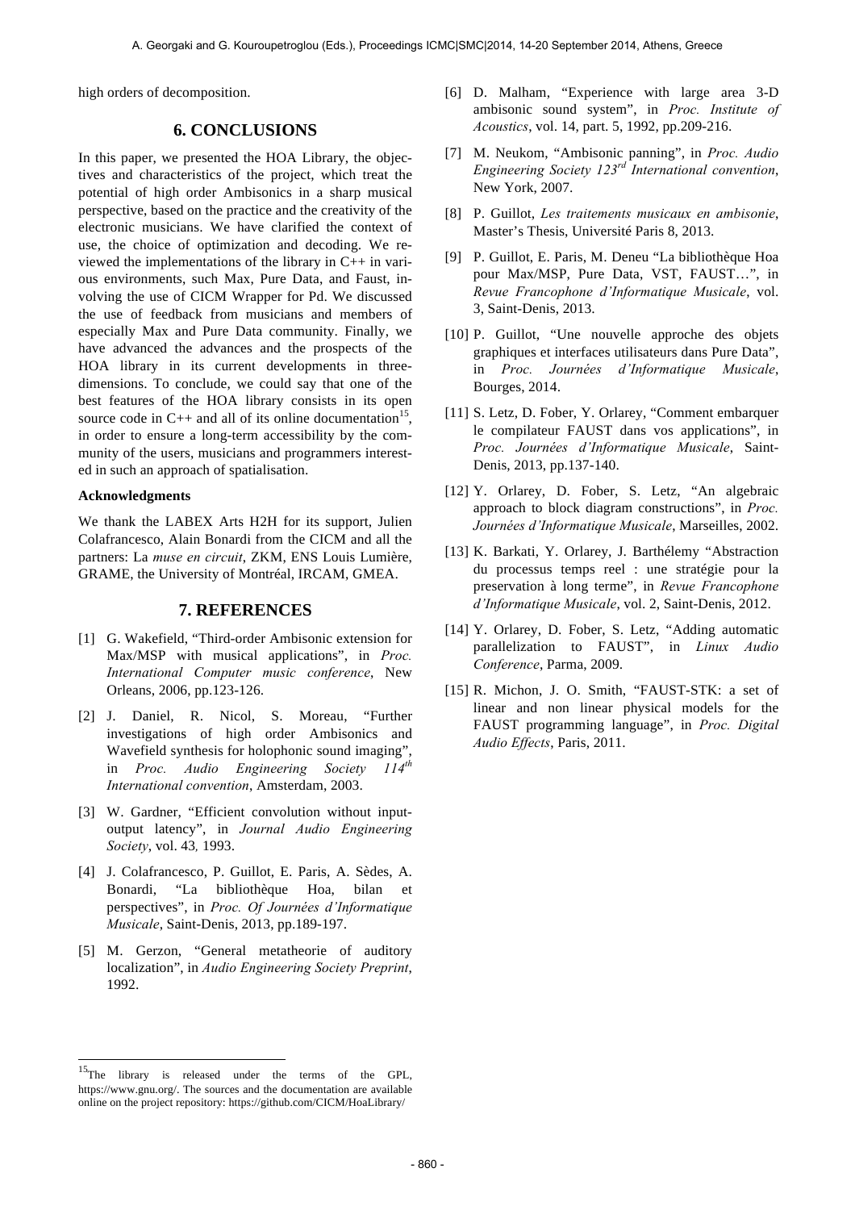high orders of decomposition.

## 6. CONCLUSIONS

In this paper, we presented the HOA Library, the objectives and characteristics of the project, which treat the potential of high order Ambisonics in a sharp musical perspective, based on the practice and the creativity of the electronic musicians. We have clarified the context of use, the choice of optimization and decoding. We reviewed the implementations of the library in C++ in various environments, such Max, Pure Data, and Faust, involving the use of CICM Wrapper for Pd. We discussed the use of feedback from musicians and members of especially Max and Pure Data community. Finally, we have advanced the advances and the prospects of the HOA library in its current developments in three-dimensions. To conclude, we could say that one of the best features of the HOA library consists in its open source code in C++ and all of its online documentation[15], in order to ensure a long-term accessibility by the community of the users, musicians and programmers interested in such an approach of spatialisation.

### Acknowledgments

We thank the LABEX Arts H2H for its support, Julien Colafrancesco, Alain Bonardi from the CICM and all the partners: La *muse en circuit*, ZKM, ENS Louis Lumière, GRAME, the University of Montréal, IRCAM, GMEA.

## 7. REFERENCES

[1] G. Wakefield, "Third-order Ambisonic extension for Max/MSP with musical applications", in *Proc. International Computer music conference*, New Orleans, 2006, pp.123-126.

[2] J. Daniel, R. Nicol, S. Moreau, "Further investigations of high order Ambisonics and Wavefield synthesis for holophonic sound imaging", in *Proc. Audio Engineering Society 114th International convention*, Amsterdam, 2003.

[3] W. Gardner, "Efficient convolution without input-output latency", in *Journal Audio Engineering Society*, vol. 43, 1993.

[4] J. Colafrancesco, P. Guillot, E. Paris, A. Sèdes, A. Bonardi, "La bibliothèque Hoa, bilan et perspectives", in *Proc. Of Journées d'Informatique Musicale*, Saint-Denis, 2013, pp.189-197.

[5] M. Gerzon, "General metatheorie of auditory localization", in *Audio Engineering Society Preprint*, 1992.

[6] D. Malham, "Experience with large area 3-D ambisonic sound system", in *Proc. Institute of Acoustics*, vol. 14, part. 5, 1992, pp.209-216.

[7] M. Neukom, "Ambisonic panning", in *Proc. Audio Engineering Society 123rd International convention*, New York, 2007.

[8] P. Guillot, *Les traitements musicaux en ambisonie*, Master's Thesis, Université Paris 8, 2013.

[9] P. Guillot, E. Paris, M. Deneu "La bibliothèque Hoa pour Max/MSP, Pure Data, VST, FAUST…", in *Revue Francophone d'Informatique Musicale*, vol. 3, Saint-Denis, 2013.

[10] P. Guillot, "Une nouvelle approche des objets graphiques et interfaces utilisateurs dans Pure Data", in *Proc. Journées d'Informatique Musicale*, Bourges, 2014.

[11] S. Letz, D. Fober, Y. Orlarey, "Comment embarquer le compilateur FAUST dans vos applications", in *Proc. Journées d'Informatique Musicale*, Saint-Denis, 2013, pp.137-140.

[12] Y. Orlarey, D. Fober, S. Letz, "An algebraic approach to block diagram constructions", in *Proc. Journées d'Informatique Musicale*, Marseilles, 2002.

[13] K. Barkati, Y. Orlarey, J. Barthélemy "Abstraction du processus temps reel : une stratégie pour la preservation à long terme", in *Revue Francophone d'Informatique Musicale*, vol. 2, Saint-Denis, 2012.

[14] Y. Orlarey, D. Fober, S. Letz, "Adding automatic parallelization to FAUST", in *Linux Audio Conference*, Parma, 2009.

[15] R. Michon, J. O. Smith, "FAUST-STK: a set of linear and non linear physical models for the FAUST programming language", in *Proc. Digital Audio Effects*, Paris, 2011.

---

[15] The library is released under the terms of the GPL, https://www.gnu.org/. The sources and the documentation are available online on the project repository: https://github.com/CICM/HoaLibrary/